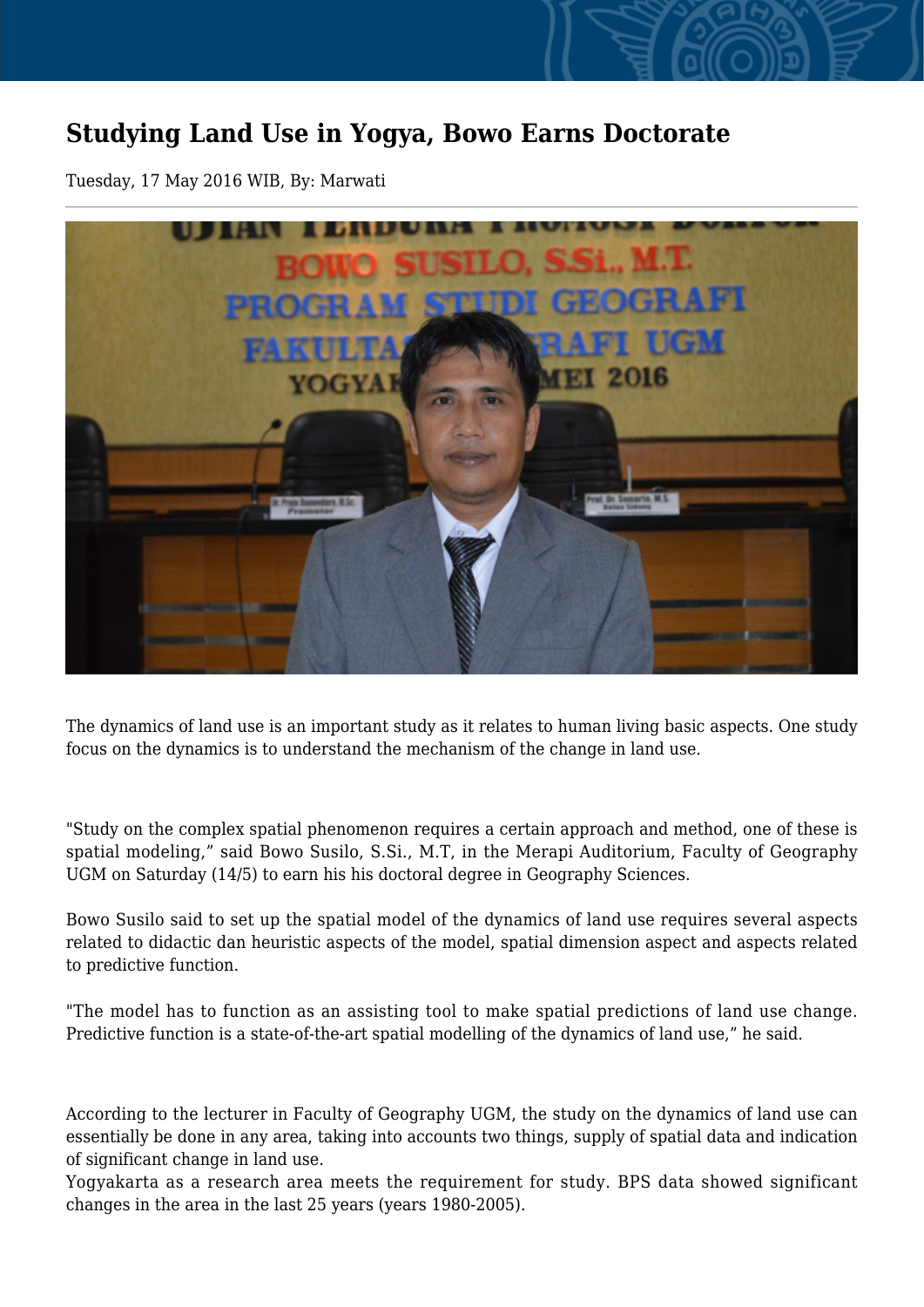# Studying Land Use in Yogya, Bowo Earns Doctorate

Tuesday, 17 May 2016 WIB, By: Marwati

The dynamics of land use is an important study as it relates to human living basic aspects. One study focus on the dynamics is to understand the mechanism of the change in land use.

"Study on the complex spatial phenomenon requires a certain approach and method, one of these is spatial modeling," said Bowo Susilo, S.Si., M.T, in the Merapi Auditorium, Faculty of Geography UGM on Saturday (14/5) to earn his his doctoral degree in Geography Sciences.

Bowo Susilo said to set up the spatial model of the dynamics of land use requires several aspects related to didactic dan heuristic aspects of the model, spatial dimension aspect and aspects related to predictive function.

"The model has to function as an assisting tool to make spatial predictions of land use change. Predictive function is a state-of-the-art spatial modelling of the dynamics of land use," he said.

According to the lecturer in Faculty of Geography UGM, the study on the dynamics of land use can essentially be done in any area, taking into accounts two things, supply of spatial data and indication of significant change in land use.
Yogyakarta as a research area meets the requirement for study. BPS data showed significant changes in the area in the last 25 years (years 1980-2005).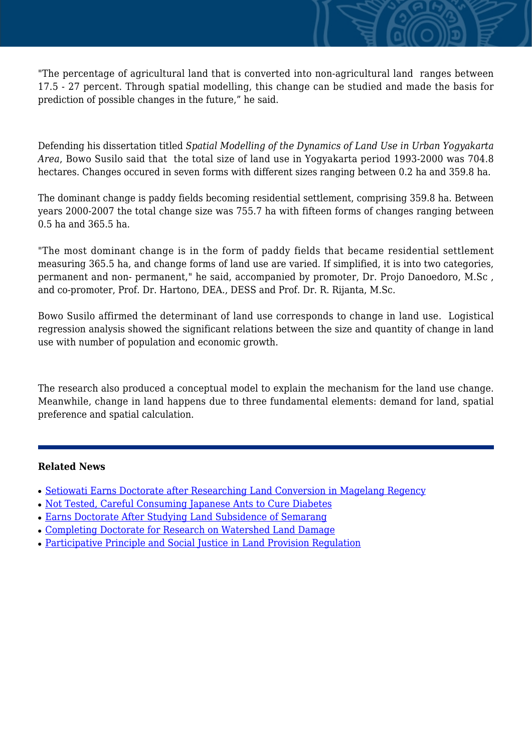"The percentage of agricultural land that is converted into non-agricultural land ranges between 17.5 - 27 percent. Through spatial modelling, this change can be studied and made the basis for prediction of possible changes in the future," he said.

Defending his dissertation titled *Spatial Modelling of the Dynamics of Land Use in Urban Yogyakarta Area*, Bowo Susilo said that the total size of land use in Yogyakarta period 1993-2000 was 704.8 hectares. Changes occured in seven forms with different sizes ranging between 0.2 ha and 359.8 ha.

The dominant change is paddy fields becoming residential settlement, comprising 359.8 ha. Between years 2000-2007 the total change size was 755.7 ha with fifteen forms of changes ranging between 0.5 ha and 365.5 ha.

"The most dominant change is in the form of paddy fields that became residential settlement measuring 365.5 ha, and change forms of land use are varied. If simplified, it is into two categories, permanent and non- permanent," he said, accompanied by promoter, Dr. Projo Danoedoro, M.Sc , and co-promoter, Prof. Dr. Hartono, DEA., DESS and Prof. Dr. R. Rijanta, M.Sc.

Bowo Susilo affirmed the determinant of land use corresponds to change in land use. Logistical regression analysis showed the significant relations between the size and quantity of change in land use with number of population and economic growth.

The research also produced a conceptual model to explain the mechanism for the land use change. Meanwhile, change in land happens due to three fundamental elements: demand for land, spatial preference and spatial calculation.

---

**Related News**

- Setiowati Earns Doctorate after Researching Land Conversion in Magelang Regency
- Not Tested, Careful Consuming Japanese Ants to Cure Diabetes
- Earns Doctorate After Studying Land Subsidence of Semarang
- Completing Doctorate for Research on Watershed Land Damage
- Participative Principle and Social Justice in Land Provision Regulation